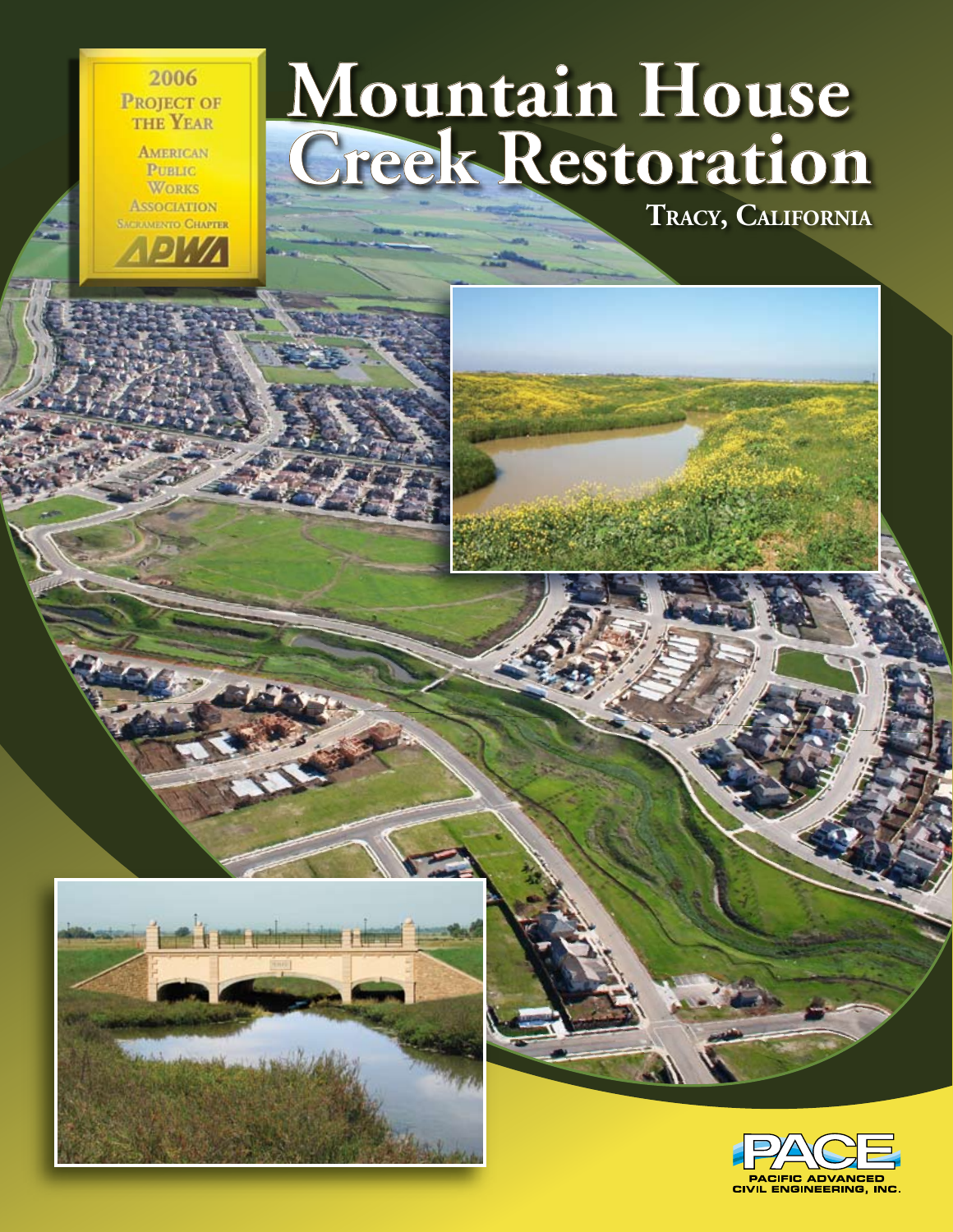2006 Project of the Year

American Public Works Association

Sacramento Chapter

APWA

# Mountain House Creek Restoration

## Tracy, California

PACE

Pacific Advanced Civil Engineering, Inc.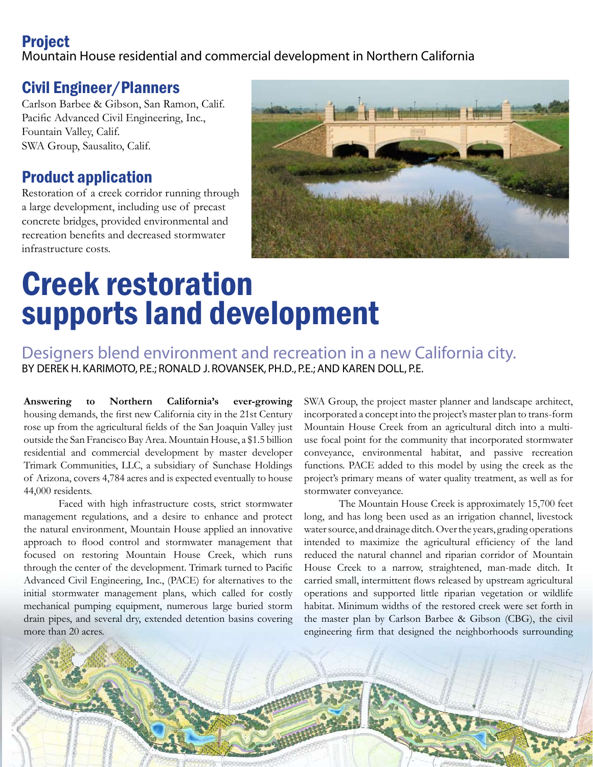## Project

Mountain House residential and commercial development in Northern California

## Civil Engineer/Planners

Carlson Barbee & Gibson, San Ramon, Calif.
Pacific Advanced Civil Engineering, Inc., Fountain Valley, Calif.
SWA Group, Sausalito, Calif.

## Product application

Restoration of a creek corridor running through a large development, including use of precast concrete bridges, provided environmental and recreation benefits and decreased stormwater infrastructure costs.

# Creek restoration supports land development

### Designers blend environment and recreation in a new California city.

BY DEREK H. KARIMOTO, P.E.; RONALD J. ROVANSEK, PH.D., P.E.; AND KAREN DOLL, P.E.

**Answering to Northern California's ever-growing** housing demands, the first new California city in the 21st Century rose up from the agricultural fields of the San Joaquin Valley just outside the San Francisco Bay Area. Mountain House, a $1.5 billion residential and commercial development by master developer Trimark Communities, LLC, a subsidiary of Sunchase Holdings of Arizona, covers 4,784 acres and is expected eventually to house 44,000 residents.

Faced with high infrastructure costs, strict stormwater management regulations, and a desire to enhance and protect the natural environment, Mountain House applied an innovative approach to flood control and stormwater management that focused on restoring Mountain House Creek, which runs through the center of the development. Trimark turned to Pacific Advanced Civil Engineering, Inc., (PACE) for alternatives to the initial stormwater management plans, which called for costly mechanical pumping equipment, numerous large buried storm drain pipes, and several dry, extended detention basins covering more than 20 acres.

SWA Group, the project master planner and landscape architect, incorporated a concept into the project's master plan to trans-form Mountain House Creek from an agricultural ditch into a multi-use focal point for the community that incorporated stormwater conveyance, environmental habitat, and passive recreation functions. PACE added to this model by using the creek as the project's primary means of water quality treatment, as well as for stormwater conveyance.

The Mountain House Creek is approximately 15,700 feet long, and has long been used as an irrigation channel, livestock water source, and drainage ditch. Over the years, grading operations intended to maximize the agricultural efficiency of the land reduced the natural channel and riparian corridor of Mountain House Creek to a narrow, straightened, man-made ditch. It carried small, intermittent flows released by upstream agricultural operations and supported little riparian vegetation or wildlife habitat. Minimum widths of the restored creek were set forth in the master plan by Carlson Barbee & Gibson (CBG), the civil engineering firm that designed the neighborhoods surrounding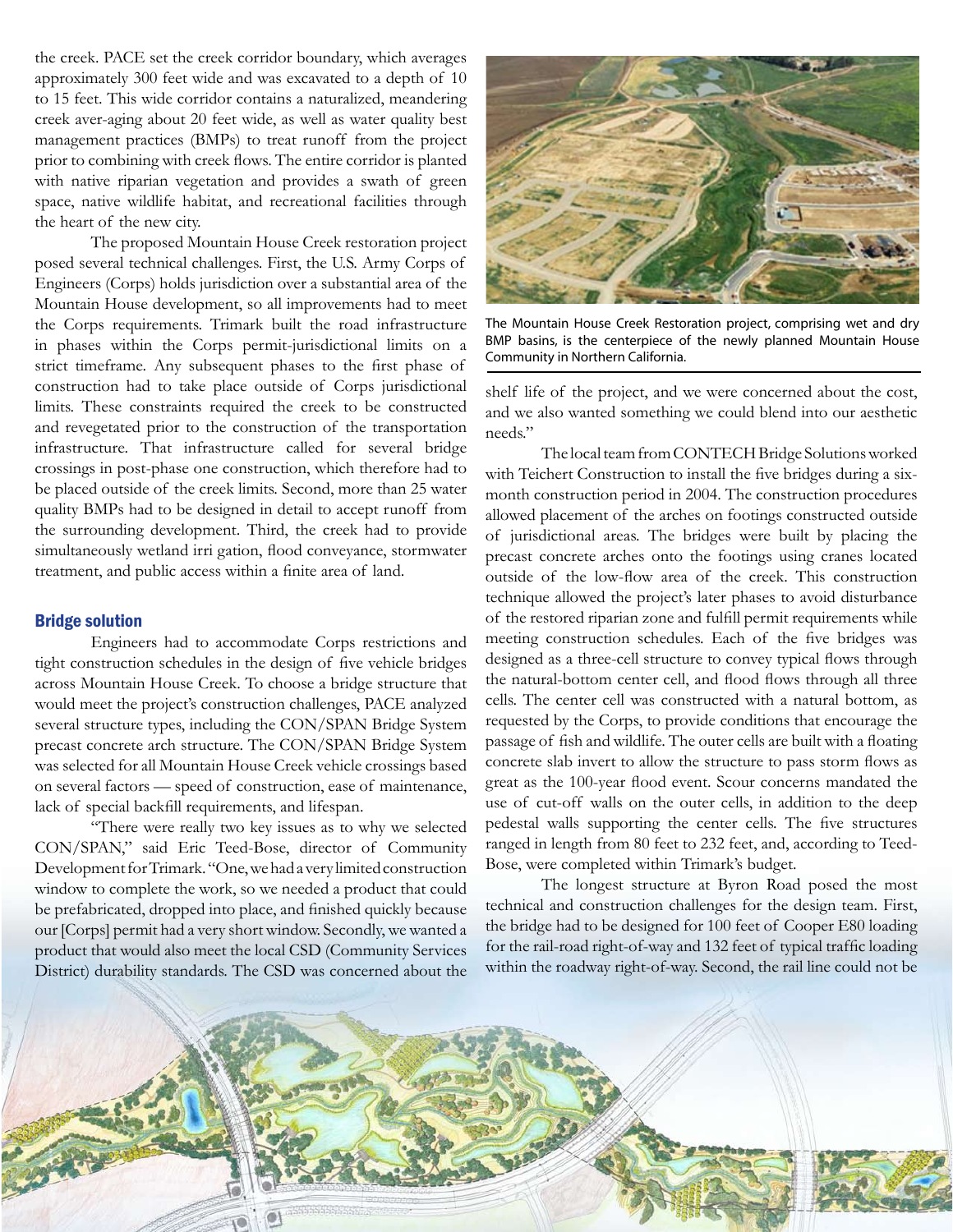the creek. PACE set the creek corridor boundary, which averages approximately 300 feet wide and was excavated to a depth of 10 to 15 feet. This wide corridor contains a naturalized, meandering creek aver-aging about 20 feet wide, as well as water quality best management practices (BMPs) to treat runoff from the project prior to combining with creek flows. The entire corridor is planted with native riparian vegetation and provides a swath of green space, native wildlife habitat, and recreational facilities through the heart of the new city.

The proposed Mountain House Creek restoration project posed several technical challenges. First, the U.S. Army Corps of Engineers (Corps) holds jurisdiction over a substantial area of the Mountain House development, so all improvements had to meet the Corps requirements. Trimark built the road infrastructure in phases within the Corps permit-jurisdictional limits on a strict timeframe. Any subsequent phases to the first phase of construction had to take place outside of Corps jurisdictional limits. These constraints required the creek to be constructed and revegetated prior to the construction of the transportation infrastructure. That infrastructure called for several bridge crossings in post-phase one construction, which therefore had to be placed outside of the creek limits. Second, more than 25 water quality BMPs had to be designed in detail to accept runoff from the surrounding development. Third, the creek had to provide simultaneously wetland irri gation, flood conveyance, stormwater treatment, and public access within a finite area of land.

## Bridge solution

Engineers had to accommodate Corps restrictions and tight construction schedules in the design of five vehicle bridges across Mountain House Creek. To choose a bridge structure that would meet the project's construction challenges, PACE analyzed several structure types, including the CON/SPAN Bridge System precast concrete arch structure. The CON/SPAN Bridge System was selected for all Mountain House Creek vehicle crossings based on several factors — speed of construction, ease of maintenance, lack of special backfill requirements, and lifespan.

"There were really two key issues as to why we selected CON/SPAN," said Eric Teed-Bose, director of Community Development for Trimark. "One, we had a very limited construction window to complete the work, so we needed a product that could be prefabricated, dropped into place, and finished quickly because our [Corps] permit had a very short window. Secondly, we wanted a product that would also meet the local CSD (Community Services District) durability standards. The CSD was concerned about the shelf life of the project, and we were concerned about the cost, and we also wanted something we could blend into our aesthetic needs."

The Mountain House Creek Restoration project, comprising wet and dry BMP basins, is the centerpiece of the newly planned Mountain House Community in Northern California.

The local team from CONTECH Bridge Solutions worked with Teichert Construction to install the five bridges during a six-month construction period in 2004. The construction procedures allowed placement of the arches on footings constructed outside of jurisdictional areas. The bridges were built by placing the precast concrete arches onto the footings using cranes located outside of the low-flow area of the creek. This construction technique allowed the project's later phases to avoid disturbance of the restored riparian zone and fulfill permit requirements while meeting construction schedules. Each of the five bridges was designed as a three-cell structure to convey typical flows through the natural-bottom center cell, and flood flows through all three cells. The center cell was constructed with a natural bottom, as requested by the Corps, to provide conditions that encourage the passage of fish and wildlife. The outer cells are built with a floating concrete slab invert to allow the structure to pass storm flows as great as the 100-year flood event. Scour concerns mandated the use of cut-off walls on the outer cells, in addition to the deep pedestal walls supporting the center cells. The five structures ranged in length from 80 feet to 232 feet, and, according to Teed-Bose, were completed within Trimark's budget.

The longest structure at Byron Road posed the most technical and construction challenges for the design team. First, the bridge had to be designed for 100 feet of Cooper E80 loading for the rail-road right-of-way and 132 feet of typical traffic loading within the roadway right-of-way. Second, the rail line could not be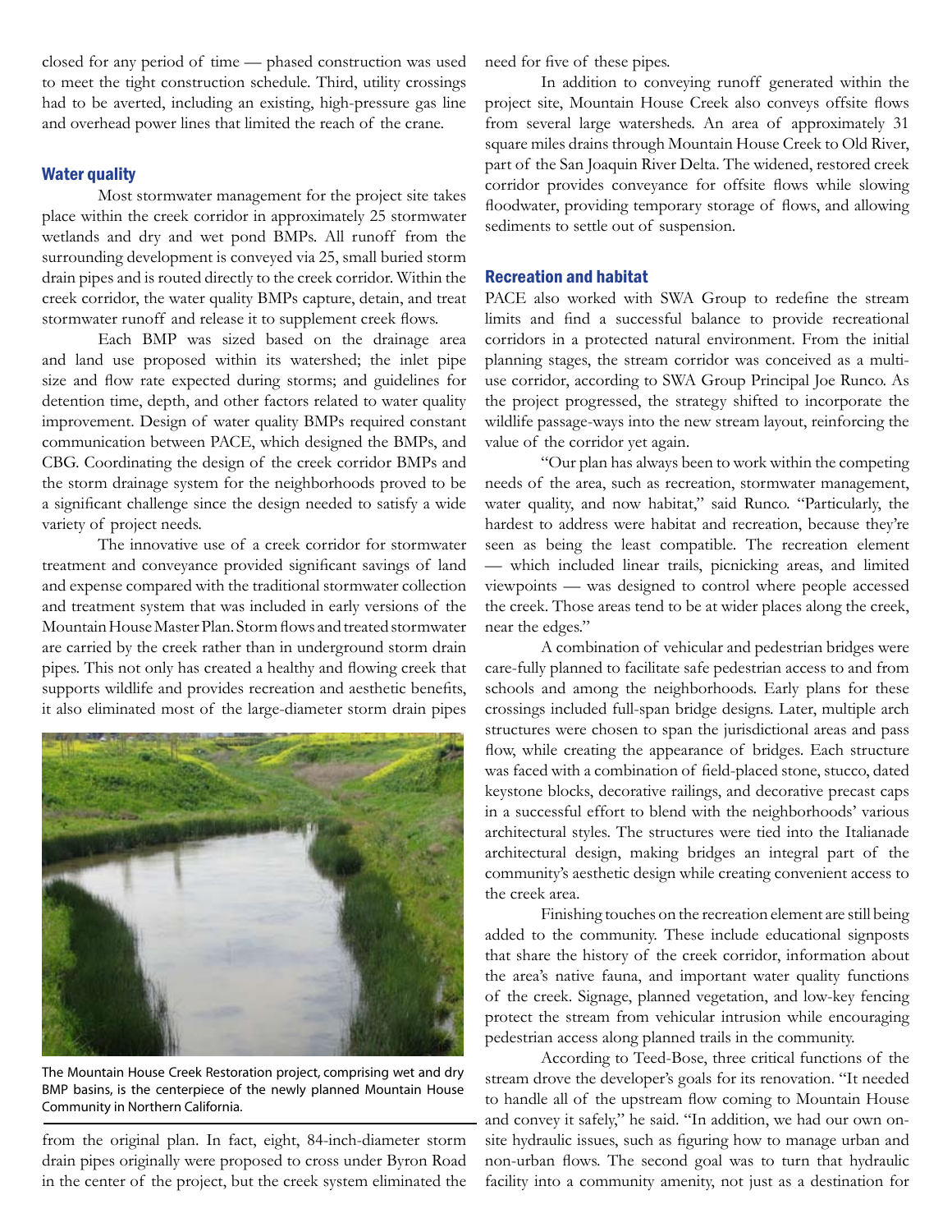closed for any period of time — phased construction was used to meet the tight construction schedule. Third, utility crossings had to be averted, including an existing, high-pressure gas line and overhead power lines that limited the reach of the crane.

## Water quality

Most stormwater management for the project site takes place within the creek corridor in approximately 25 stormwater wetlands and dry and wet pond BMPs. All runoff from the surrounding development is conveyed via 25, small buried storm drain pipes and is routed directly to the creek corridor. Within the creek corridor, the water quality BMPs capture, detain, and treat stormwater runoff and release it to supplement creek flows.

Each BMP was sized based on the drainage area and land use proposed within its watershed; the inlet pipe size and flow rate expected during storms; and guidelines for detention time, depth, and other factors related to water quality improvement. Design of water quality BMPs required constant communication between PACE, which designed the BMPs, and CBG. Coordinating the design of the creek corridor BMPs and the storm drainage system for the neighborhoods proved to be a significant challenge since the design needed to satisfy a wide variety of project needs.

The innovative use of a creek corridor for stormwater treatment and conveyance provided significant savings of land and expense compared with the traditional stormwater collection and treatment system that was included in early versions of the Mountain House Master Plan. Storm flows and treated stormwater are carried by the creek rather than in underground storm drain pipes. This not only has created a healthy and flowing creek that supports wildlife and provides recreation and aesthetic benefits, it also eliminated most of the large-diameter storm drain pipes from the original plan. In fact, eight, 84-inch-diameter storm drain pipes originally were proposed to cross under Byron Road in the center of the project, but the creek system eliminated the need for five of these pipes.

The Mountain House Creek Restoration project, comprising wet and dry BMP basins, is the centerpiece of the newly planned Mountain House Community in Northern California.

In addition to conveying runoff generated within the project site, Mountain House Creek also conveys offsite flows from several large watersheds. An area of approximately 31 square miles drains through Mountain House Creek to Old River, part of the San Joaquin River Delta. The widened, restored creek corridor provides conveyance for offsite flows while slowing floodwater, providing temporary storage of flows, and allowing sediments to settle out of suspension.

## Recreation and habitat

PACE also worked with SWA Group to redefine the stream limits and find a successful balance to provide recreational corridors in a protected natural environment. From the initial planning stages, the stream corridor was conceived as a multi-use corridor, according to SWA Group Principal Joe Runco. As the project progressed, the strategy shifted to incorporate the wildlife passage-ways into the new stream layout, reinforcing the value of the corridor yet again.

"Our plan has always been to work within the competing needs of the area, such as recreation, stormwater management, water quality, and now habitat," said Runco. "Particularly, the hardest to address were habitat and recreation, because they're seen as being the least compatible. The recreation element — which included linear trails, picnicking areas, and limited viewpoints — was designed to control where people accessed the creek. Those areas tend to be at wider places along the creek, near the edges."

A combination of vehicular and pedestrian bridges were care-fully planned to facilitate safe pedestrian access to and from schools and among the neighborhoods. Early plans for these crossings included full-span bridge designs. Later, multiple arch structures were chosen to span the jurisdictional areas and pass flow, while creating the appearance of bridges. Each structure was faced with a combination of field-placed stone, stucco, dated keystone blocks, decorative railings, and decorative precast caps in a successful effort to blend with the neighborhoods' various architectural styles. The structures were tied into the Italianade architectural design, making bridges an integral part of the community's aesthetic design while creating convenient access to the creek area.

Finishing touches on the recreation element are still being added to the community. These include educational signposts that share the history of the creek corridor, information about the area's native fauna, and important water quality functions of the creek. Signage, planned vegetation, and low-key fencing protect the stream from vehicular intrusion while encouraging pedestrian access along planned trails in the community.

According to Teed-Bose, three critical functions of the stream drove the developer's goals for its renovation. "It needed to handle all of the upstream flow coming to Mountain House and convey it safely," he said. "In addition, we had our own on-site hydraulic issues, such as figuring how to manage urban and non-urban flows. The second goal was to turn that hydraulic facility into a community amenity, not just as a destination for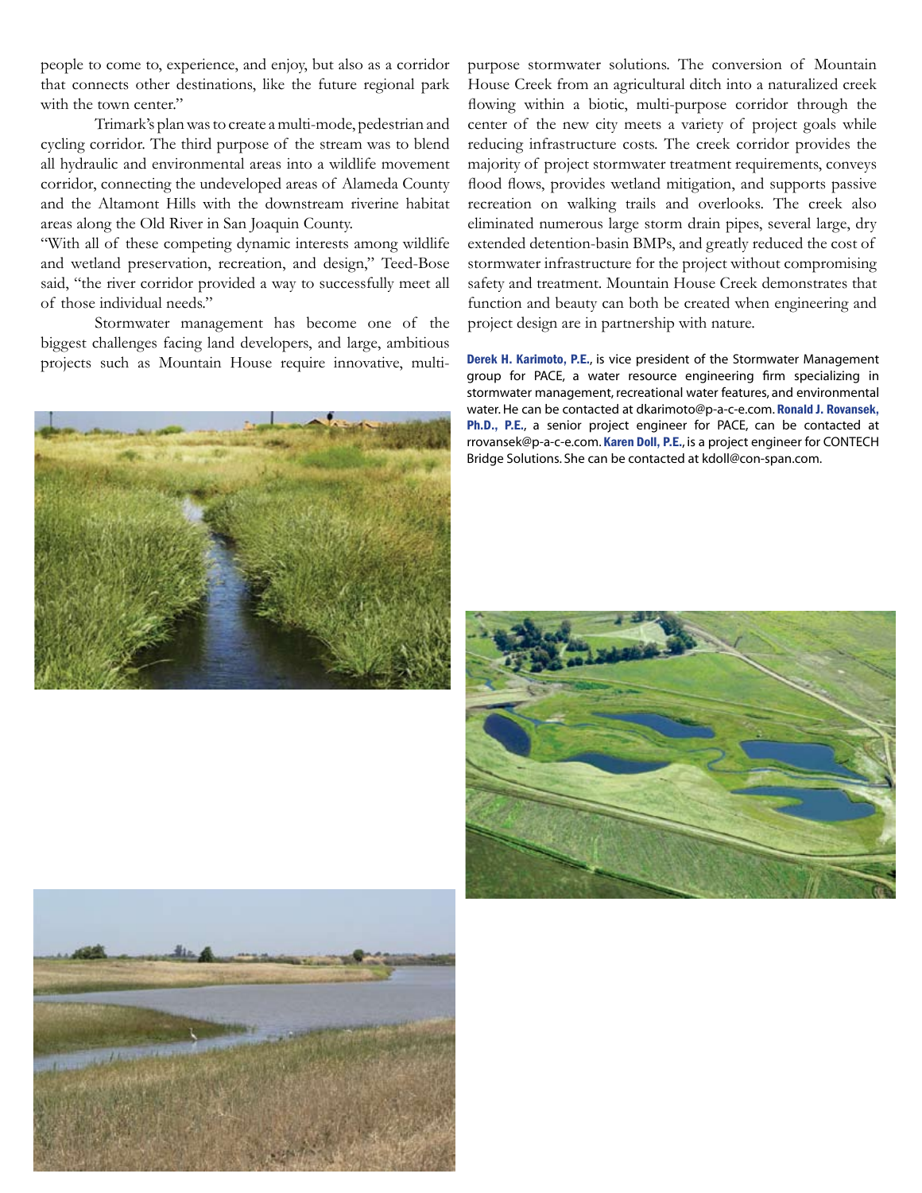people to come to, experience, and enjoy, but also as a corridor that connects other destinations, like the future regional park with the town center."

Trimark's plan was to create a multi-mode, pedestrian and cycling corridor. The third purpose of the stream was to blend all hydraulic and environmental areas into a wildlife movement corridor, connecting the undeveloped areas of Alameda County and the Altamont Hills with the downstream riverine habitat areas along the Old River in San Joaquin County.

"With all of these competing dynamic interests among wildlife and wetland preservation, recreation, and design," Teed-Bose said, "the river corridor provided a way to successfully meet all of those individual needs."

Stormwater management has become one of the biggest challenges facing land developers, and large, ambitious projects such as Mountain House require innovative, multi-purpose stormwater solutions. The conversion of Mountain House Creek from an agricultural ditch into a naturalized creek flowing within a biotic, multi-purpose corridor through the center of the new city meets a variety of project goals while reducing infrastructure costs. The creek corridor provides the majority of project stormwater treatment requirements, conveys flood flows, provides wetland mitigation, and supports passive recreation on walking trails and overlooks. The creek also eliminated numerous large storm drain pipes, several large, dry extended detention-basin BMPs, and greatly reduced the cost of stormwater infrastructure for the project without compromising safety and treatment. Mountain House Creek demonstrates that function and beauty can both be created when engineering and project design are in partnership with nature.

**Derek H. Karimoto, P.E.**, is vice president of the Stormwater Management group for PACE, a water resource engineering firm specializing in stormwater management, recreational water features, and environmental water. He can be contacted at dkarimoto@p-a-c-e.com. **Ronald J. Rovansek, Ph.D., P.E.**, a senior project engineer for PACE, can be contacted at rrovansek@p-a-c-e.com. **Karen Doll, P.E.**, is a project engineer for CONTECH Bridge Solutions. She can be contacted at kdoll@con-span.com.